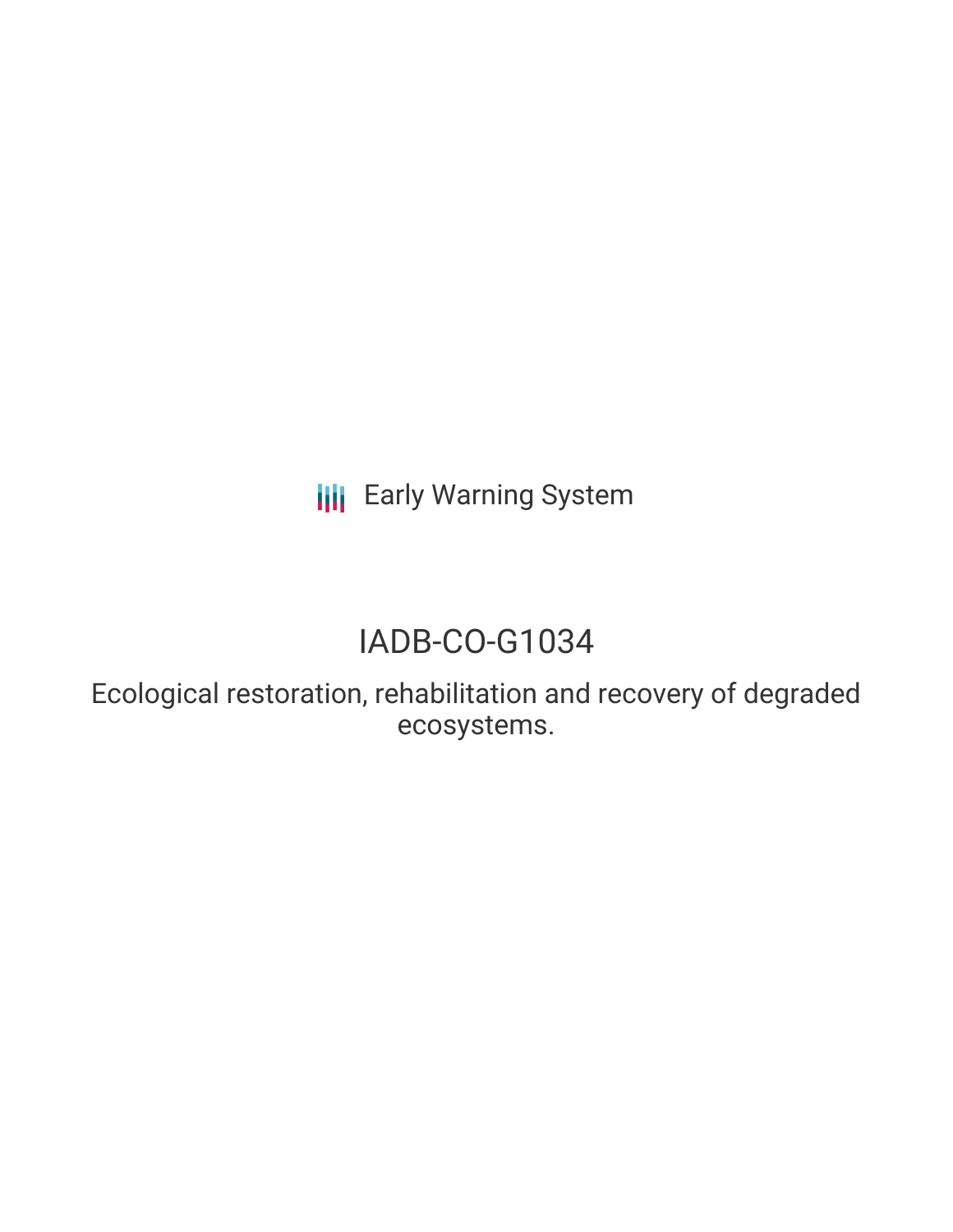Early Warning System

# IADB-CO-G1034

## Ecological restoration, rehabilitation and recovery of degraded ecosystems.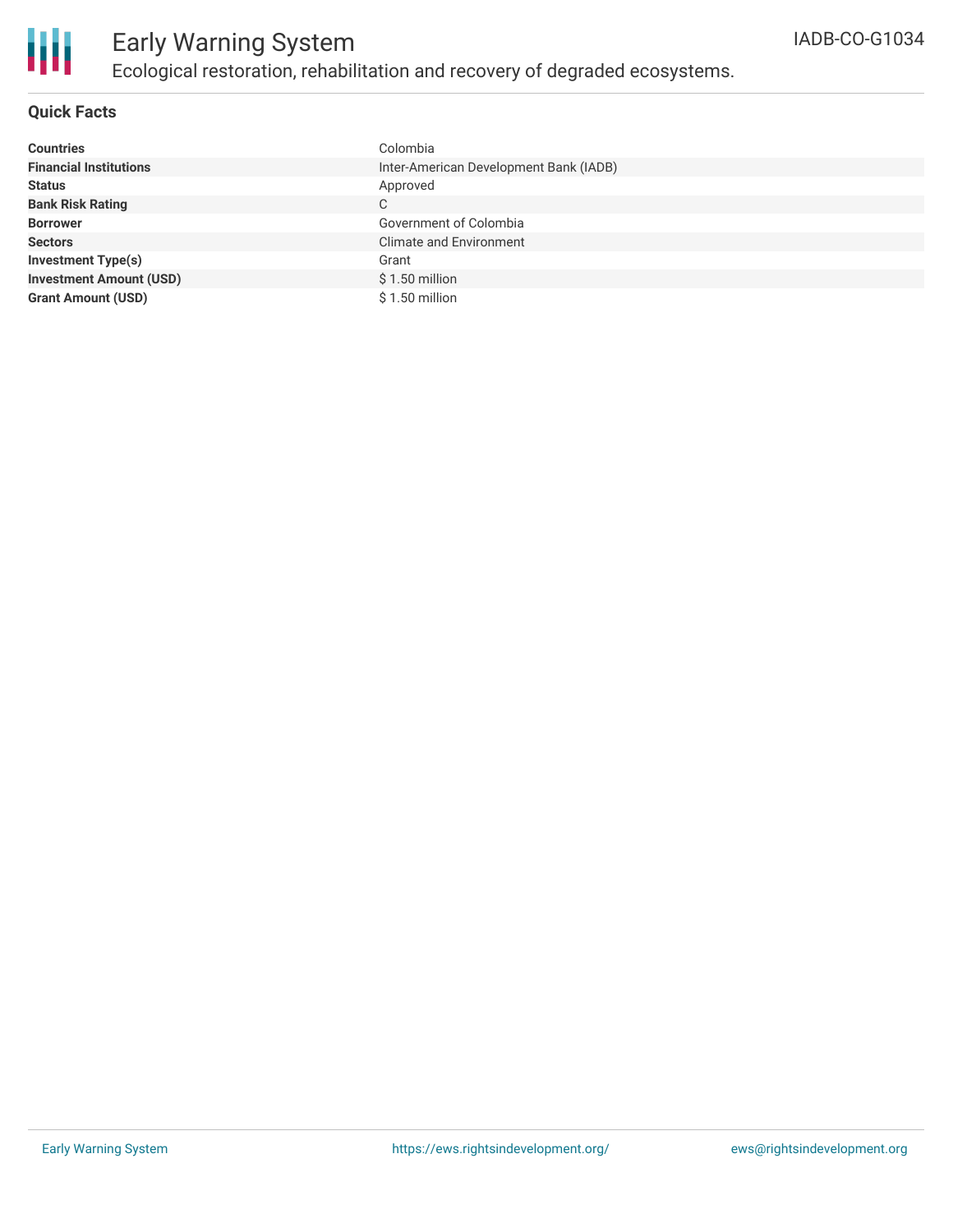# Early Warning System

## Ecological restoration, rehabilitation and recovery of degraded ecosystems.

IADB-CO-G1034

### Quick Facts

| | |
|---|---|
| **Countries** | Colombia |
| **Financial Institutions** | Inter-American Development Bank (IADB) |
| **Status** | Approved |
| **Bank Risk Rating** | C |
| **Borrower** | Government of Colombia |
| **Sectors** | Climate and Environment |
| **Investment Type(s)** | Grant |
| **Investment Amount (USD)** | $ 1.50 million |
| **Grant Amount (USD)** | $ 1.50 million |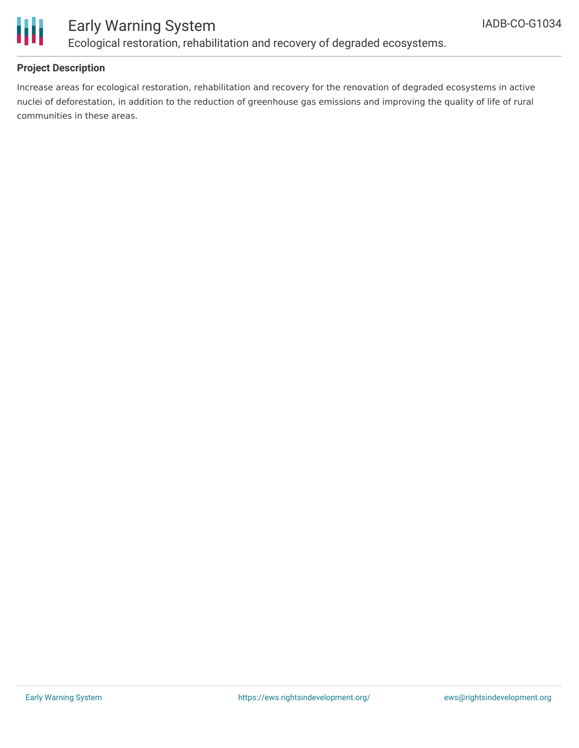## Project Description

Increase areas for ecological restoration, rehabilitation and recovery for the renovation of degraded ecosystems in active nuclei of deforestation, in addition to the reduction of greenhouse gas emissions and improving the quality of life of rural communities in these areas.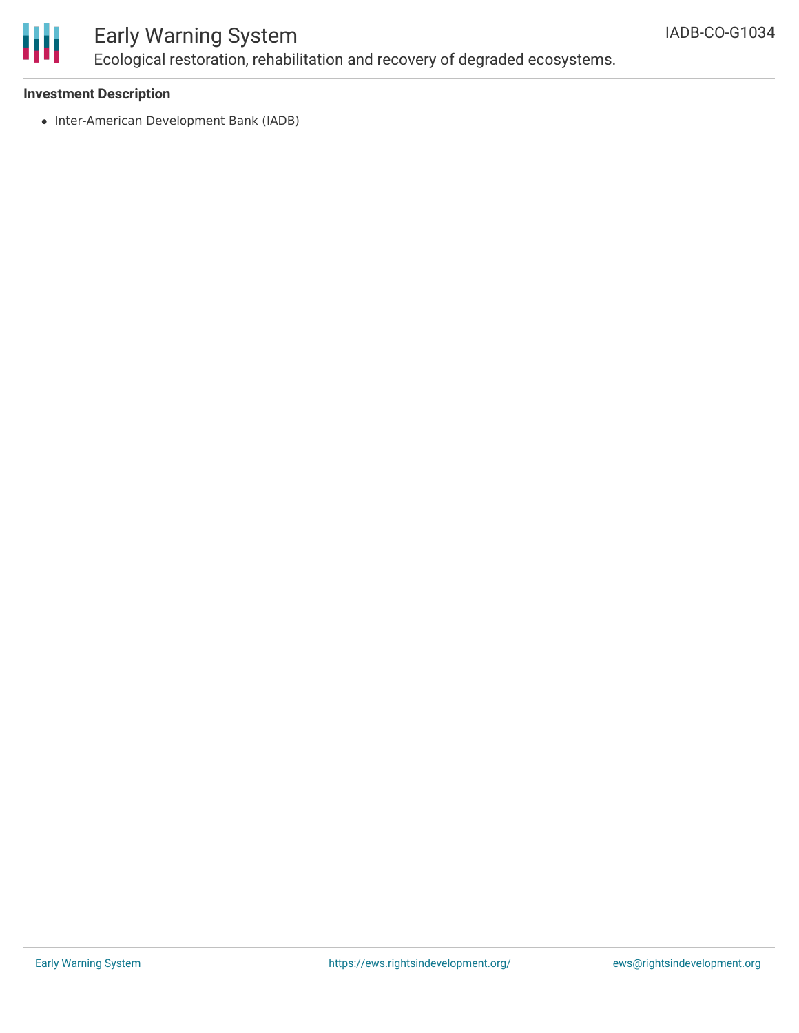### Investment Description

- Inter-American Development Bank (IADB)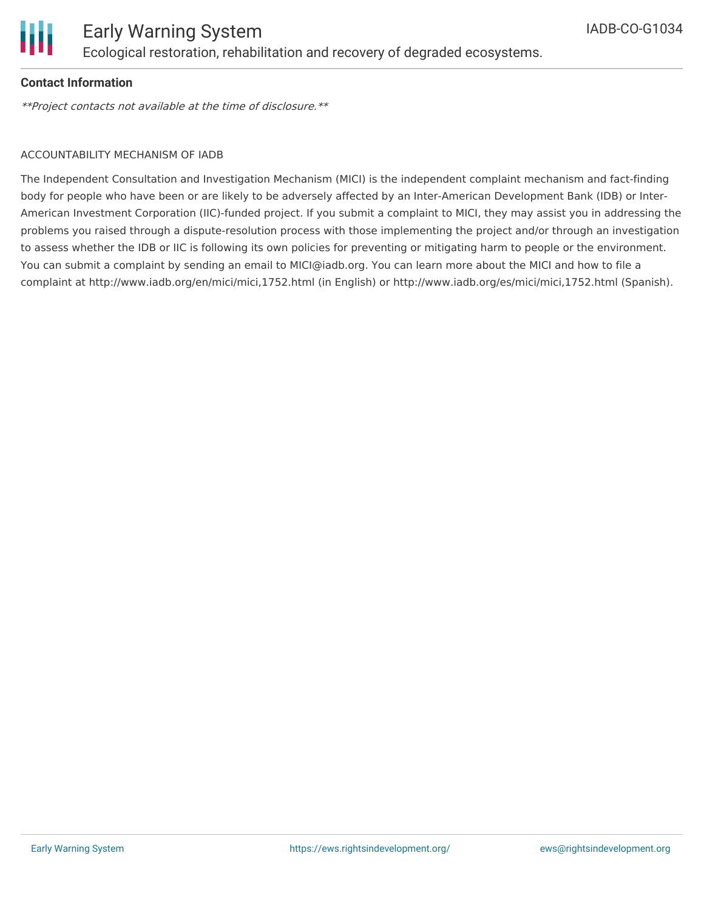**Contact Information**

*\*\*Project contacts not available at the time of disclosure.\*\**

ACCOUNTABILITY MECHANISM OF IADB

The Independent Consultation and Investigation Mechanism (MICI) is the independent complaint mechanism and fact-finding body for people who have been or are likely to be adversely affected by an Inter-American Development Bank (IDB) or Inter-American Investment Corporation (IIC)-funded project. If you submit a complaint to MICI, they may assist you in addressing the problems you raised through a dispute-resolution process with those implementing the project and/or through an investigation to assess whether the IDB or IIC is following its own policies for preventing or mitigating harm to people or the environment. You can submit a complaint by sending an email to MICI@iadb.org. You can learn more about the MICI and how to file a complaint at http://www.iadb.org/en/mici/mici,1752.html (in English) or http://www.iadb.org/es/mici/mici,1752.html (Spanish).